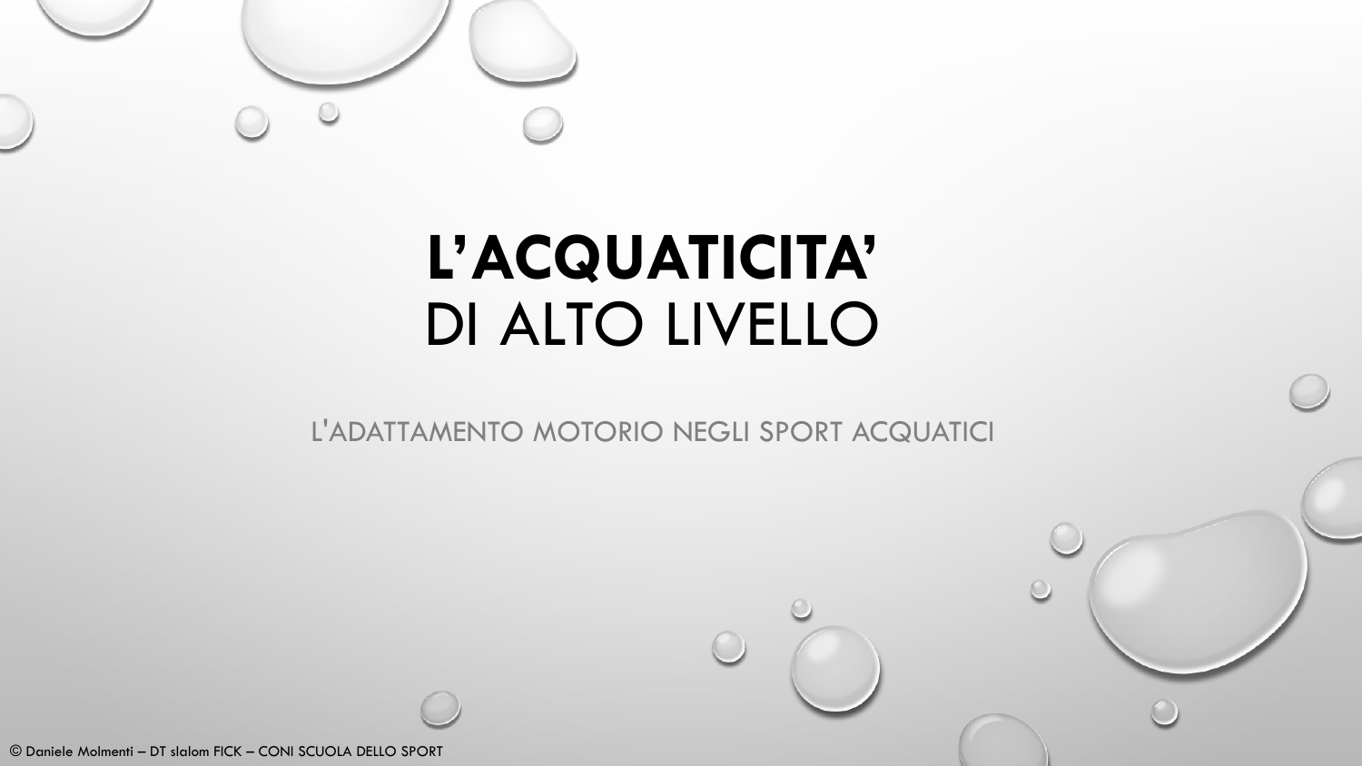# **L'ACQUATICITA'** DI ALTO LIVELLO

L'ADATTAMENTO MOTORIO NEGLI SPORT ACQUATICI

© Daniele Molmenti – DT slalom FICK – CONI SCUOLA DELLO SPORT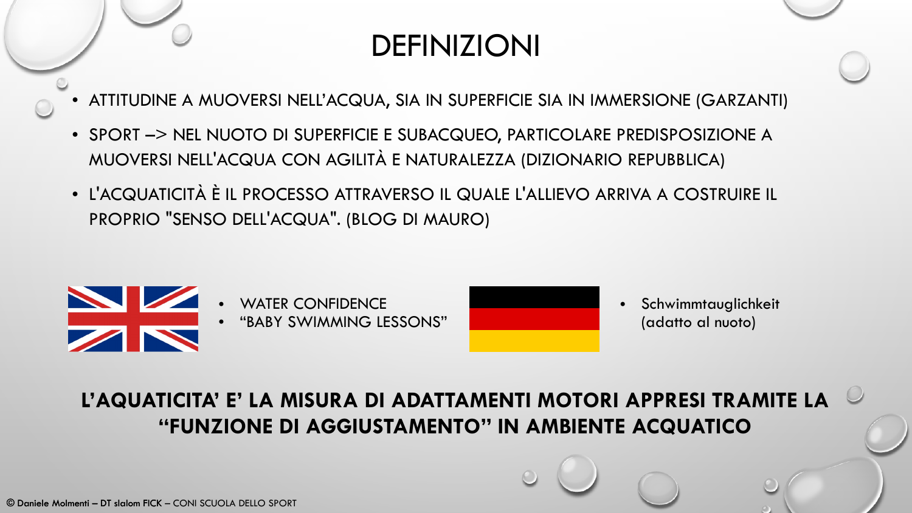# DEFINIZIONI

- ATTITUDINE A MUOVERSI NELL'ACQUA, SIA IN SUPERFICIE SIA IN IMMERSIONE (GARZANTI)
- SPORT –> NEL NUOTO DI SUPERFICIE E SUBACQUEO, PARTICOLARE PREDISPOSIZIONE A MUOVERSI NELL'ACQUA CON AGILITÀ E NATURALEZZA (DIZIONARIO REPUBBLICA)
- L'ACQUATICITÀ È IL PROCESSO ATTRAVERSO IL QUALE L'ALLIEVO ARRIVA A COSTRUIRE IL PROPRIO "SENSO DELL'ACQUA". (BLOG DI MAURO)

- WATER CONFIDENCE
- "BABY SWIMMING LESSONS"

- Schwimmtauglichkeit (adatto al nuoto)

**L'AQUATICITA' E' LA MISURA DI ADATTAMENTI MOTORI APPRESI TRAMITE LA "FUNZIONE DI AGGIUSTAMENTO" IN AMBIENTE ACQUATICO**

© Daniele Molmenti – DT slalom FICK – CONI SCUOLA DELLO SPORT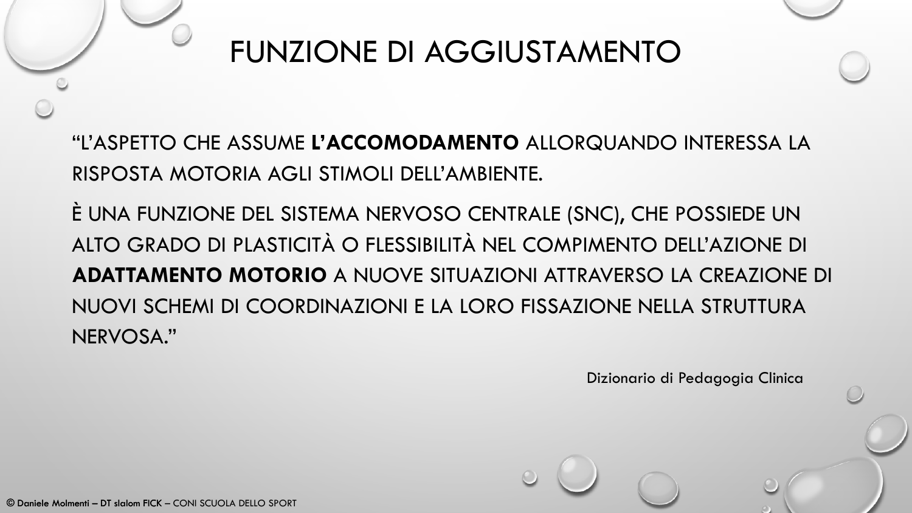# FUNZIONE DI AGGIUSTAMENTO

"L'ASPETTO CHE ASSUME **L'ACCOMODAMENTO** ALLORQUANDO INTERESSA LA RISPOSTA MOTORIA AGLI STIMOLI DELL'AMBIENTE.

È UNA FUNZIONE DEL SISTEMA NERVOSO CENTRALE (SNC), CHE POSSIEDE UN ALTO GRADO DI PLASTICITÀ O FLESSIBILITÀ NEL COMPIMENTO DELL'AZIONE DI **ADATTAMENTO MOTORIO** A NUOVE SITUAZIONI ATTRAVERSO LA CREAZIONE DI NUOVI SCHEMI DI COORDINAZIONI E LA LORO FISSAZIONE NELLA STRUTTURA NERVOSA."

Dizionario di Pedagogia Clinica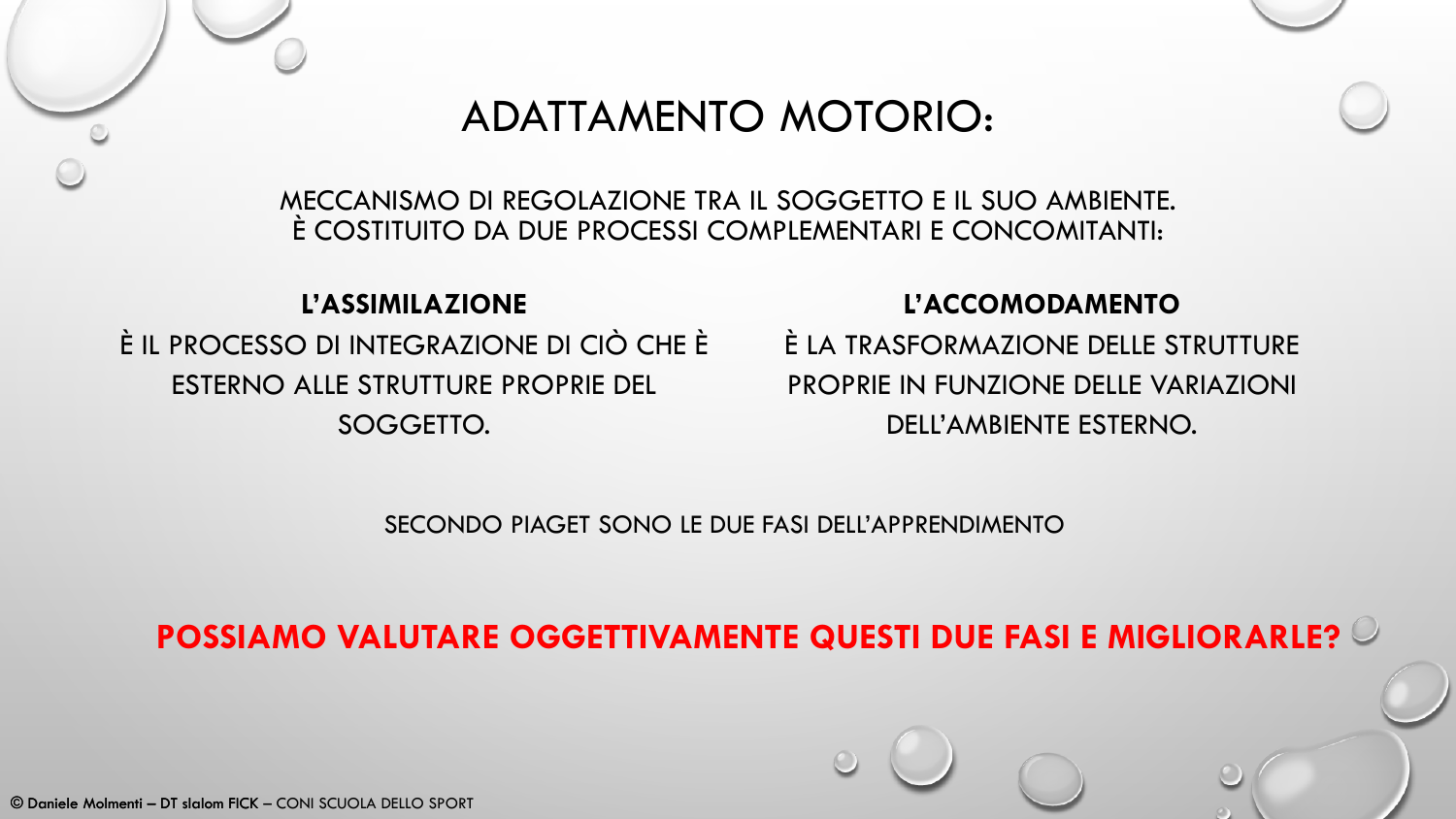# ADATTAMENTO MOTORIO:

MECCANISMO DI REGOLAZIONE TRA IL SOGGETTO E IL SUO AMBIENTE.
È COSTITUITO DA DUE PROCESSI COMPLEMENTARI E CONCOMITANTI:

**L'ASSIMILAZIONE**

È IL PROCESSO DI INTEGRAZIONE DI CIÒ CHE È ESTERNO ALLE STRUTTURE PROPRIE DEL SOGGETTO.

**L'ACCOMODAMENTO**

È LA TRASFORMAZIONE DELLE STRUTTURE PROPRIE IN FUNZIONE DELLE VARIAZIONI DELL'AMBIENTE ESTERNO.

SECONDO PIAGET SONO LE DUE FASI DELL'APPRENDIMENTO

**POSSIAMO VALUTARE OGGETTIVAMENTE QUESTI DUE FASI E MIGLIORARLE?**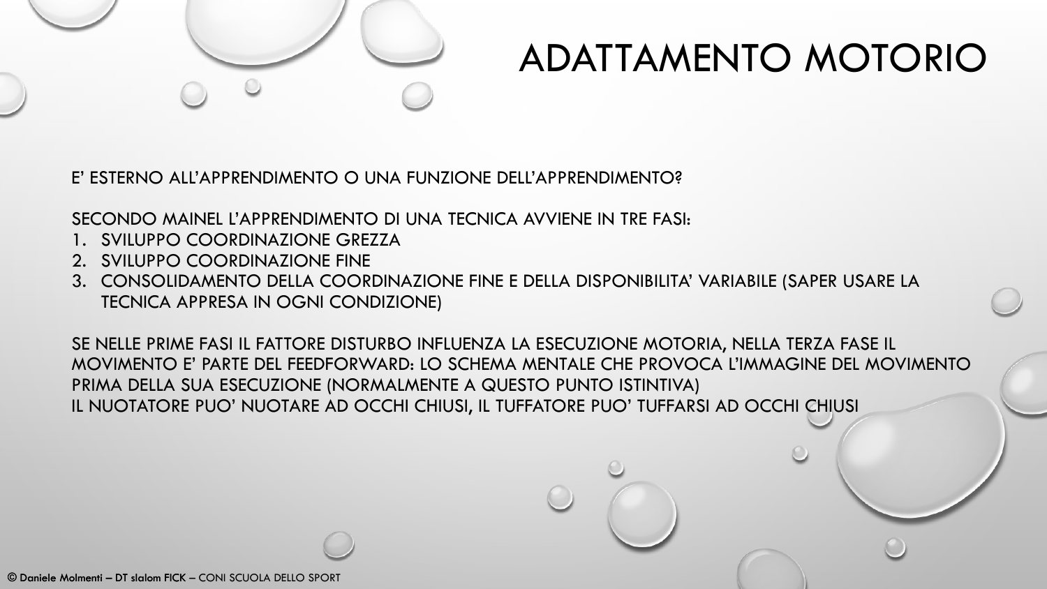# ADATTAMENTO MOTORIO

E' ESTERNO ALL'APPRENDIMENTO O UNA FUNZIONE DELL'APPRENDIMENTO?

SECONDO MAINEL L'APPRENDIMENTO DI UNA TECNICA AVVIENE IN TRE FASI:

1. SVILUPPO COORDINAZIONE GREZZA
2. SVILUPPO COORDINAZIONE FINE
3. CONSOLIDAMENTO DELLA COORDINAZIONE FINE E DELLA DISPONIBILITA' VARIABILE (SAPER USARE LA TECNICA APPRESA IN OGNI CONDIZIONE)

SE NELLE PRIME FASI IL FATTORE DISTURBO INFLUENZA LA ESECUZIONE MOTORIA, NELLA TERZA FASE IL MOVIMENTO E' PARTE DEL FEEDFORWARD: LO SCHEMA MENTALE CHE PROVOCA L'IMMAGINE DEL MOVIMENTO PRIMA DELLA SUA ESECUZIONE (NORMALMENTE A QUESTO PUNTO ISTINTIVA)
IL NUOTATORE PUO' NUOTARE AD OCCHI CHIUSI, IL TUFFATORE PUO' TUFFARSI AD OCCHI CHIUSI

© Daniele Molmenti – DT slalom FICK – CONI SCUOLA DELLO SPORT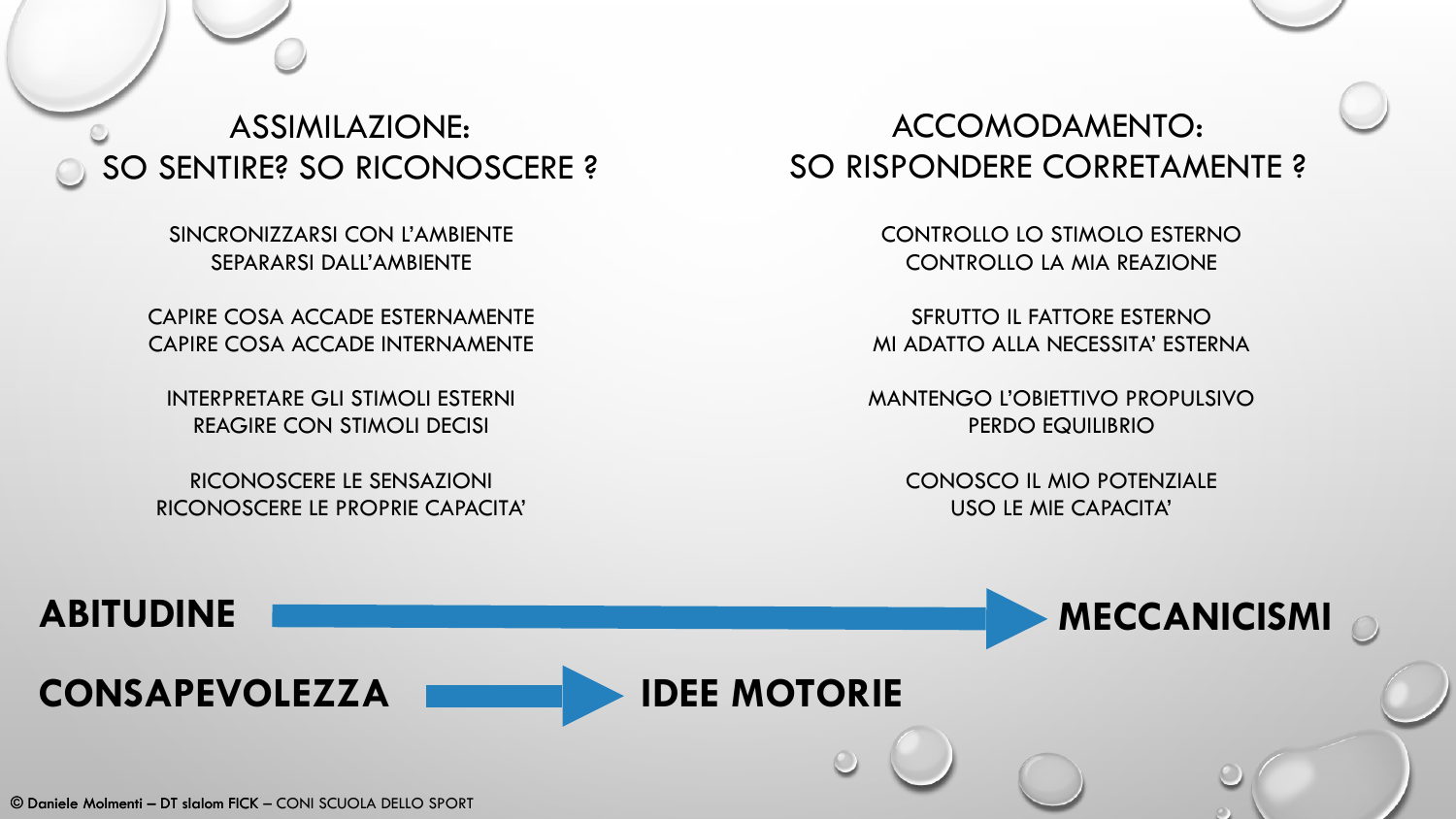## ASSIMILAZIONE: SO SENTIRE? SO RICONOSCERE ?

SINCRONIZZARSI CON L'AMBIENTE
SEPARARSI DALL'AMBIENTE

CAPIRE COSA ACCADE ESTERNAMENTE
CAPIRE COSA ACCADE INTERNAMENTE

INTERPRETARE GLI STIMOLI ESTERNI
REAGIRE CON STIMOLI DECISI

RICONOSCERE LE SENSAZIONI
RICONOSCERE LE PROPRIE CAPACITA'

## ACCOMODAMENTO: SO RISPONDERE CORRETAMENTE ?

CONTROLLO LO STIMOLO ESTERNO
CONTROLLO LA MIA REAZIONE

SFRUTTO IL FATTORE ESTERNO
MI ADATTO ALLA NECESSITA' ESTERNA

MANTENGO L'OBIETTIVO PROPULSIVO
PERDO EQUILIBRIO

CONOSCO IL MIO POTENZIALE
USO LE MIE CAPACITA'

**ABITUDINE** → **MECCANICISMI**

**CONSAPEVOLEZZA** → **IDEE MOTORIE**

© Daniele Molmenti – DT slalom FICK – CONI SCUOLA DELLO SPORT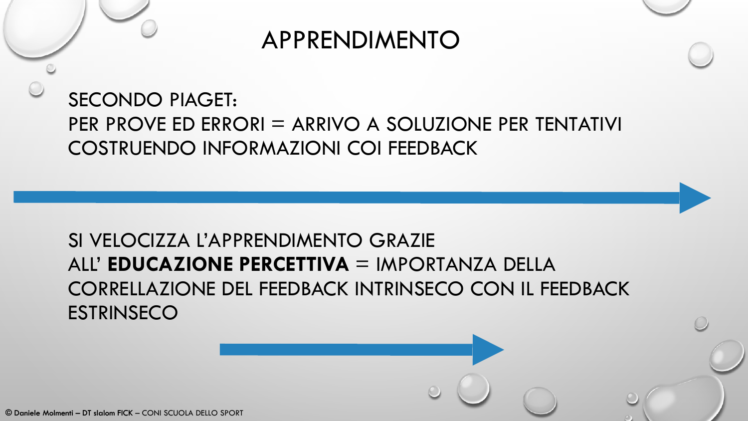# APPRENDIMENTO

SECONDO PIAGET:
PER PROVE ED ERRORI = ARRIVO A SOLUZIONE PER TENTATIVI COSTRUENDO INFORMAZIONI COI FEEDBACK

SI VELOCIZZA L'APPRENDIMENTO GRAZIE ALL' **EDUCAZIONE PERCETTIVA** = IMPORTANZA DELLA CORRELLAZIONE DEL FEEDBACK INTRINSECO CON IL FEEDBACK ESTRINSECO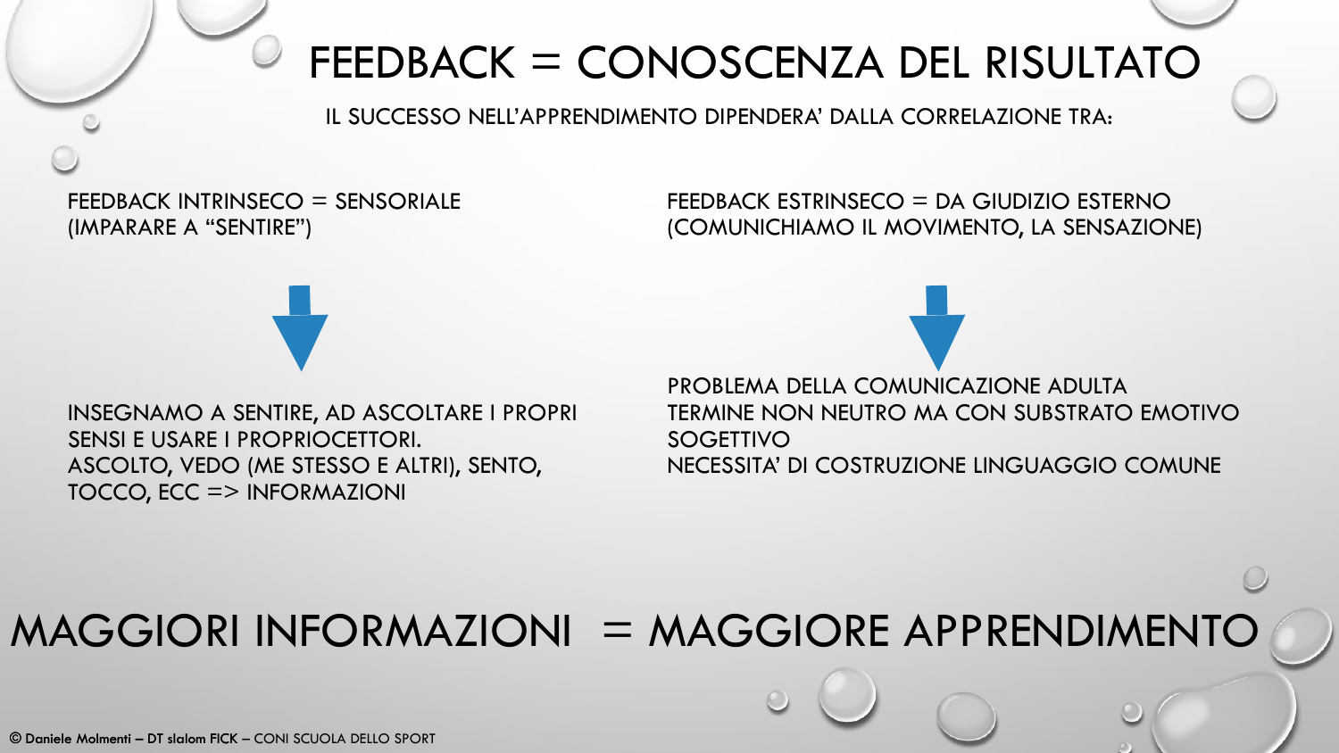# FEEDBACK = CONOSCENZA DEL RISULTATO

IL SUCCESSO NELL'APPRENDIMENTO DIPENDERA' DALLA CORRELAZIONE TRA:

FEEDBACK INTRINSECO = SENSORIALE
(IMPARARE A "SENTIRE")

INSEGNAMO A SENTIRE, AD ASCOLTARE I PROPRI SENSI E USARE I PROPRIOCETTORI.
ASCOLTO, VEDO (ME STESSO E ALTRI), SENTO, TOCCO, ECC => INFORMAZIONI

FEEDBACK ESTRINSECO = DA GIUDIZIO ESTERNO
(COMUNICHIAMO IL MOVIMENTO, LA SENSAZIONE)

PROBLEMA DELLA COMUNICAZIONE ADULTA
TERMINE NON NEUTRO MA CON SUBSTRATO EMOTIVO SOGETTIVO
NECESSITA' DI COSTRUZIONE LINGUAGGIO COMUNE

## MAGGIORI INFORMAZIONI = MAGGIORE APPRENDIMENTO

© Daniele Molmenti – DT slalom FICK – CONI SCUOLA DELLO SPORT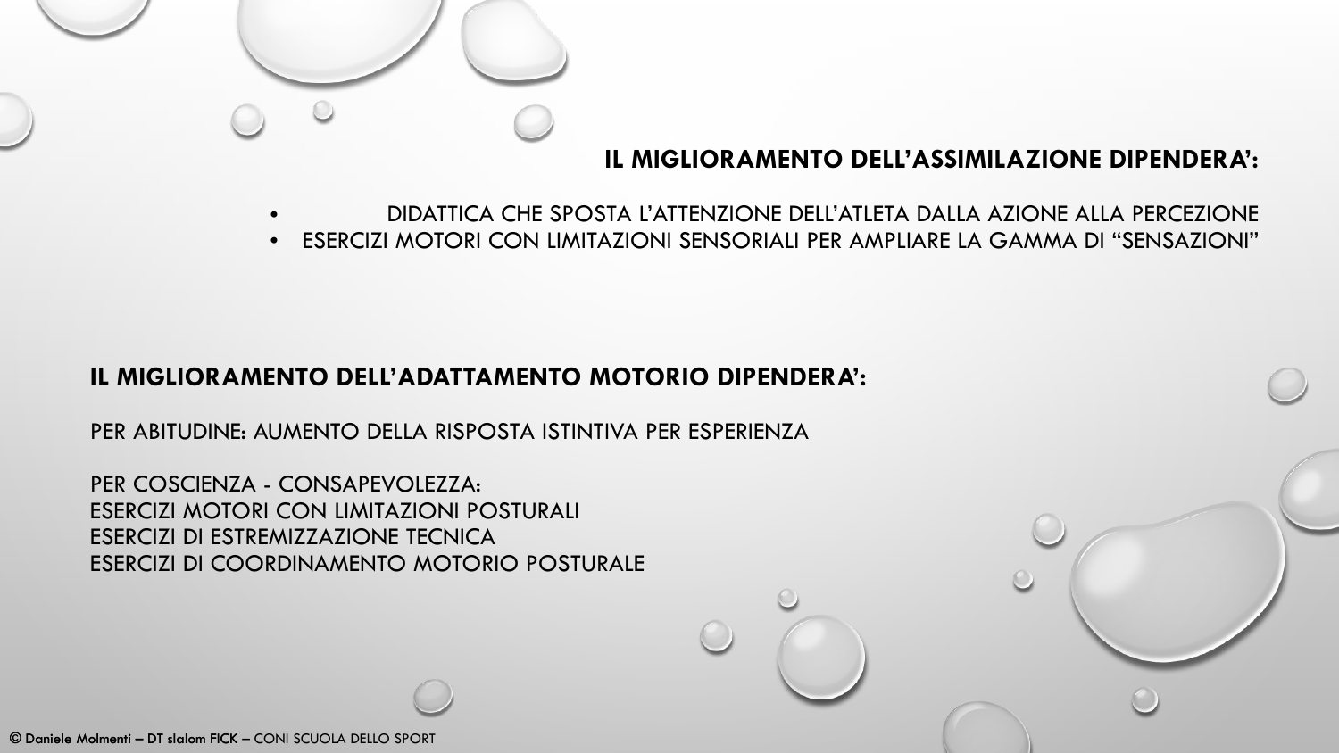**IL MIGLIORAMENTO DELL'ASSIMILAZIONE DIPENDERA':**

- DIDATTICA CHE SPOSTA L'ATTENZIONE DELL'ATLETA DALLA AZIONE ALLA PERCEZIONE
- ESERCIZI MOTORI CON LIMITAZIONI SENSORIALI PER AMPLIARE LA GAMMA DI "SENSAZIONI"

**IL MIGLIORAMENTO DELL'ADATTAMENTO MOTORIO DIPENDERA':**

PER ABITUDINE: AUMENTO DELLA RISPOSTA ISTINTIVA PER ESPERIENZA

PER COSCIENZA - CONSAPEVOLEZZA:
ESERCIZI MOTORI CON LIMITAZIONI POSTURALI
ESERCIZI DI ESTREMIZZAZIONE TECNICA
ESERCIZI DI COORDINAMENTO MOTORIO POSTURALE

© Daniele Molmenti – DT slalom FICK – CONI SCUOLA DELLO SPORT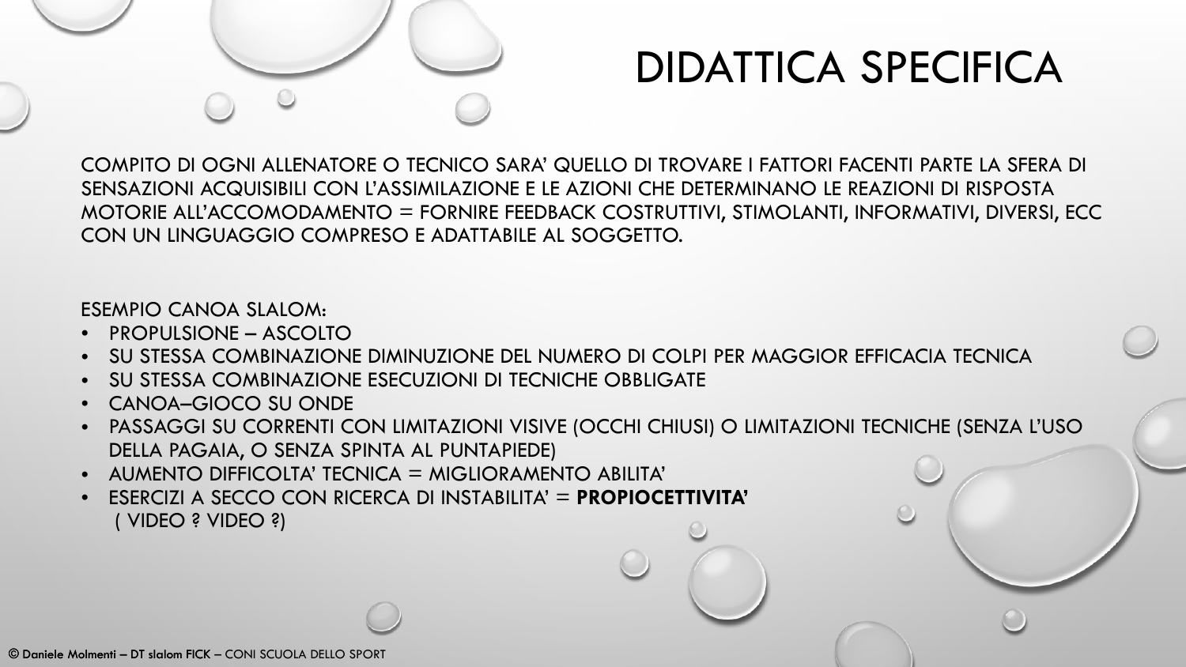# DIDATTICA SPECIFICA

COMPITO DI OGNI ALLENATORE O TECNICO SARA' QUELLO DI TROVARE I FATTORI FACENTI PARTE LA SFERA DI SENSAZIONI ACQUISIBILI CON L'ASSIMILAZIONE E LE AZIONI CHE DETERMINANO LE REAZIONI DI RISPOSTA MOTORIE ALL'ACCOMODAMENTO = FORNIRE FEEDBACK COSTRUTTIVI, STIMOLANTI, INFORMATIVI, DIVERSI, ECC CON UN LINGUAGGIO COMPRESO E ADATTABILE AL SOGGETTO.

ESEMPIO CANOA SLALOM:

- PROPULSIONE – ASCOLTO
- SU STESSA COMBINAZIONE DIMINUZIONE DEL NUMERO DI COLPI PER MAGGIOR EFFICACIA TECNICA
- SU STESSA COMBINAZIONE ESECUZIONI DI TECNICHE OBBLIGATE
- CANOA–GIOCO SU ONDE
- PASSAGGI SU CORRENTI CON LIMITAZIONI VISIVE (OCCHI CHIUSI) O LIMITAZIONI TECNICHE (SENZA L'USO DELLA PAGAIA, O SENZA SPINTA AL PUNTAPIEDE)
- AUMENTO DIFFICOLTA' TECNICA = MIGLIORAMENTO ABILITA'
- ESERCIZI A SECCO CON RICERCA DI INSTABILITA' = **PROPIOCETTIVITA'**
  ( VIDEO ? VIDEO ?)

© Daniele Molmenti – DT slalom FICK – CONI SCUOLA DELLO SPORT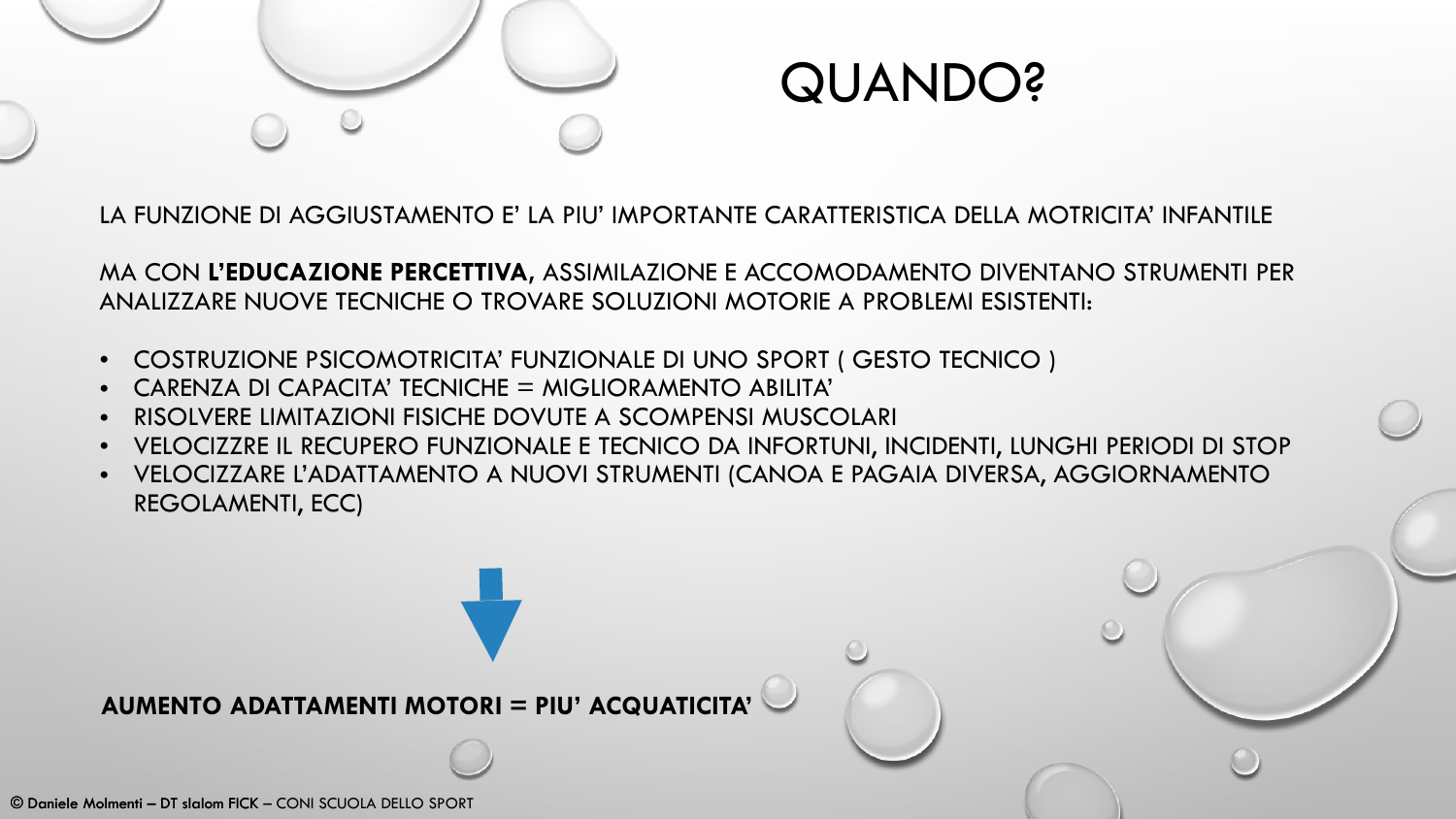# QUANDO?

LA FUNZIONE DI AGGIUSTAMENTO E' LA PIU' IMPORTANTE CARATTERISTICA DELLA MOTRICITA' INFANTILE

MA CON **L'EDUCAZIONE PERCETTIVA**, ASSIMILAZIONE E ACCOMODAMENTO DIVENTANO STRUMENTI PER ANALIZZARE NUOVE TECNICHE O TROVARE SOLUZIONI MOTORIE A PROBLEMI ESISTENTI:

- COSTRUZIONE PSICOMOTRICITA' FUNZIONALE DI UNO SPORT ( GESTO TECNICO )
- CARENZA DI CAPACITA' TECNICHE = MIGLIORAMENTO ABILITA'
- RISOLVERE LIMITAZIONI FISICHE DOVUTE A SCOMPENSI MUSCOLARI
- VELOCIZZRE IL RECUPERO FUNZIONALE E TECNICO DA INFORTUNI, INCIDENTI, LUNGHI PERIODI DI STOP
- VELOCIZZARE L'ADATTAMENTO A NUOVI STRUMENTI (CANOA E PAGAIA DIVERSA, AGGIORNAMENTO REGOLAMENTI, ECC)

**AUMENTO ADATTAMENTI MOTORI = PIU' ACQUATICITA'**

© Daniele Molmenti – DT slalom FICK – CONI SCUOLA DELLO SPORT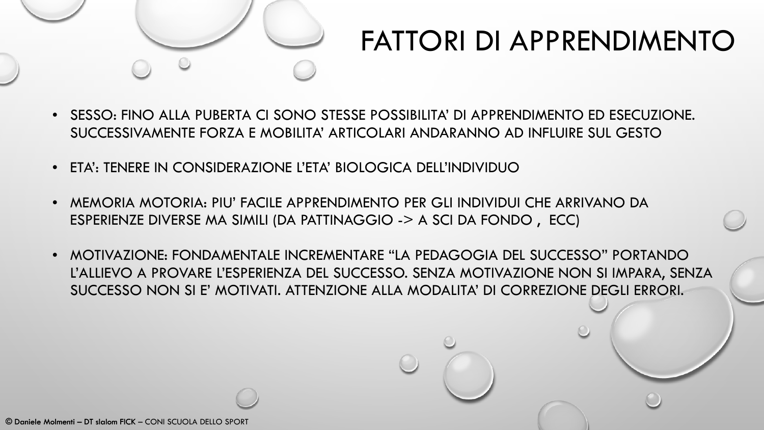# FATTORI DI APPRENDIMENTO

- SESSO: FINO ALLA PUBERTA CI SONO STESSE POSSIBILITA' DI APPRENDIMENTO ED ESECUZIONE. SUCCESSIVAMENTE FORZA E MOBILITA' ARTICOLARI ANDARANNO AD INFLUIRE SUL GESTO
- ETA': TENERE IN CONSIDERAZIONE L'ETA' BIOLOGICA DELL'INDIVIDUO
- MEMORIA MOTORIA: PIU' FACILE APPRENDIMENTO PER GLI INDIVIDUI CHE ARRIVANO DA ESPERIENZE DIVERSE MA SIMILI (DA PATTINAGGIO -> A SCI DA FONDO , ECC)
- MOTIVAZIONE: FONDAMENTALE INCREMENTARE "LA PEDAGOGIA DEL SUCCESSO" PORTANDO L'ALLIEVO A PROVARE L'ESPERIENZA DEL SUCCESSO. SENZA MOTIVAZIONE NON SI IMPARA, SENZA SUCCESSO NON SI E' MOTIVATI. ATTENZIONE ALLA MODALITA' DI CORREZIONE DEGLI ERRORI.

© Daniele Molmenti – DT slalom FICK – CONI SCUOLA DELLO SPORT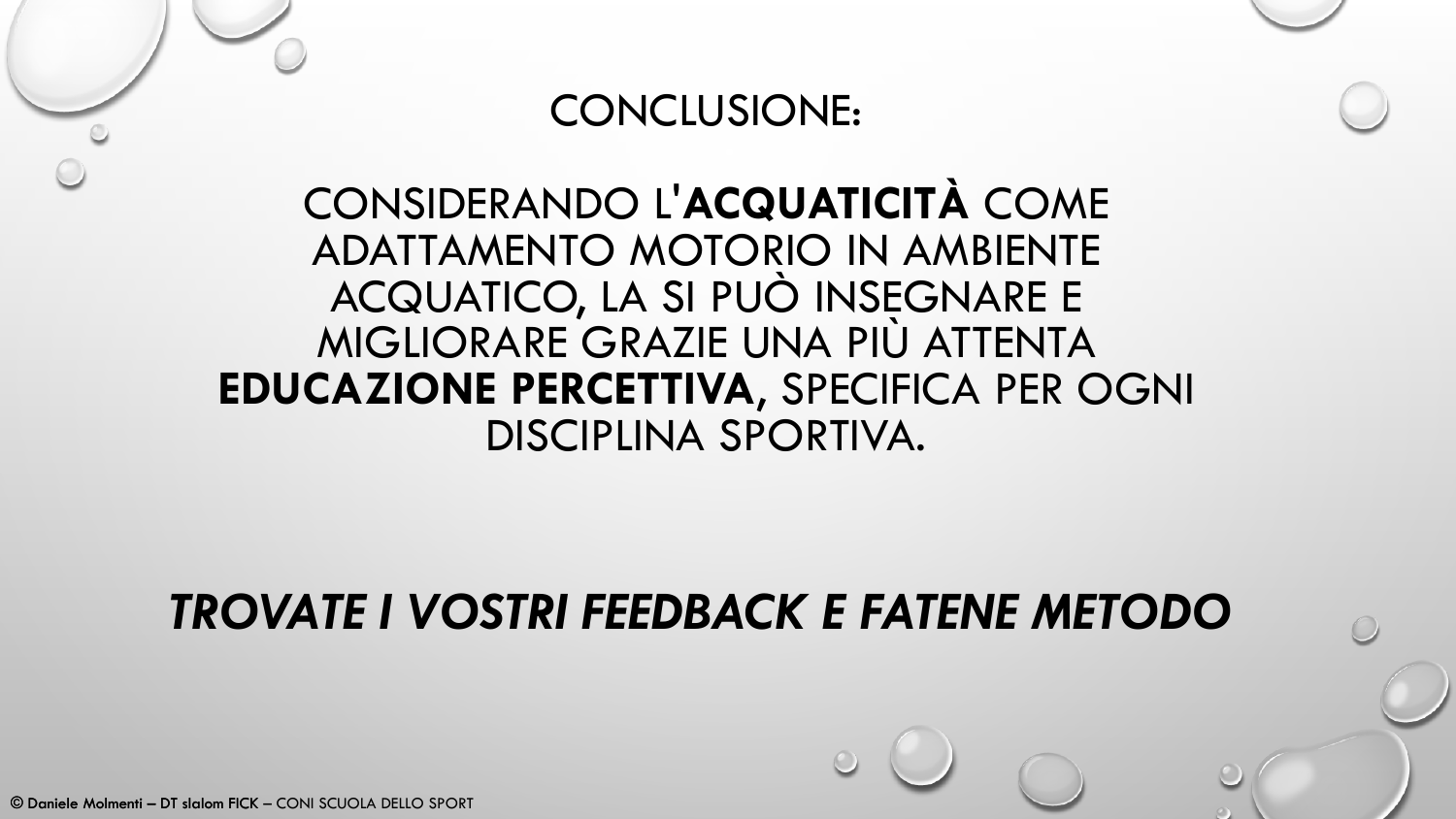# CONCLUSIONE:

CONSIDERANDO L'**ACQUATICITÀ** COME ADATTAMENTO MOTORIO IN AMBIENTE ACQUATICO, LA SI PUÒ INSEGNARE E MIGLIORARE GRAZIE UNA PIÙ ATTENTA **EDUCAZIONE PERCETTIVA**, SPECIFICA PER OGNI DISCIPLINA SPORTIVA.

***TROVATE I VOSTRI FEEDBACK E FATENE METODO***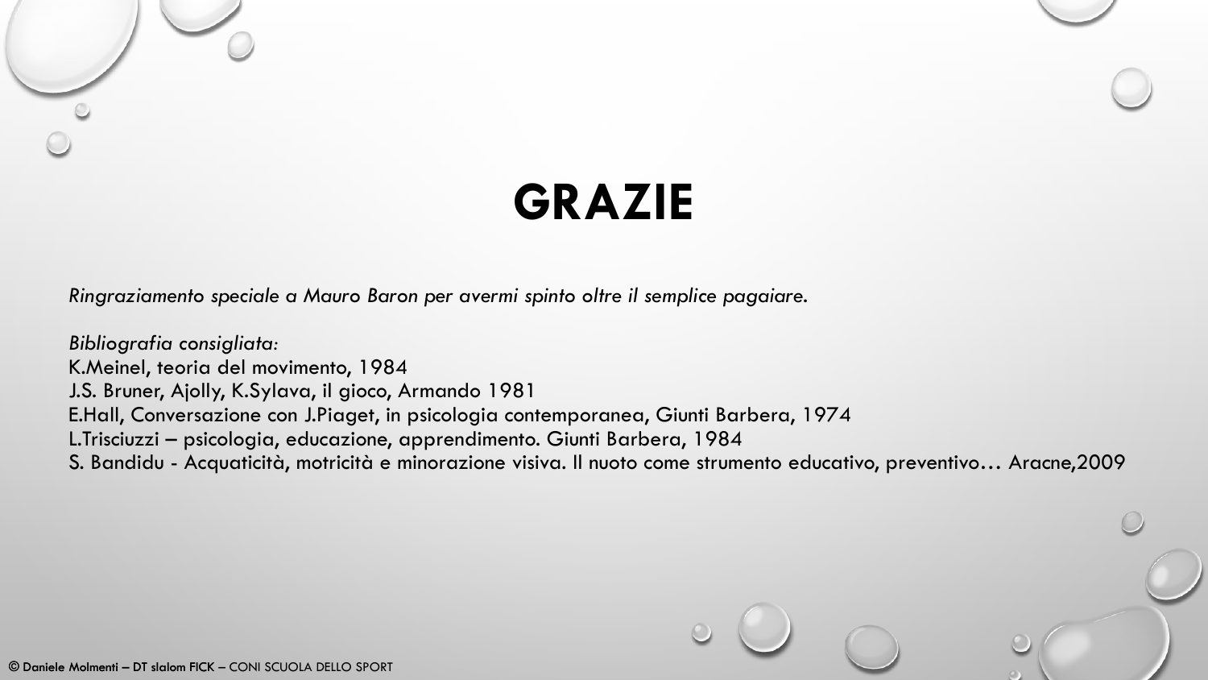# GRAZIE

*Ringraziamento speciale a Mauro Baron per avermi spinto oltre il semplice pagaiare.*

*Bibliografia consigliata:*
K.Meinel, teoria del movimento, 1984
J.S. Bruner, Ajolly, K.Sylava, il gioco, Armando 1981
E.Hall, Conversazione con J.Piaget, in psicologia contemporanea, Giunti Barbera, 1974
L.Trisciuzzi – psicologia, educazione, apprendimento. Giunti Barbera, 1984
S. Bandidu - Acquaticità, motricità e minorazione visiva. Il nuoto come strumento educativo, preventivo… Aracne,2009